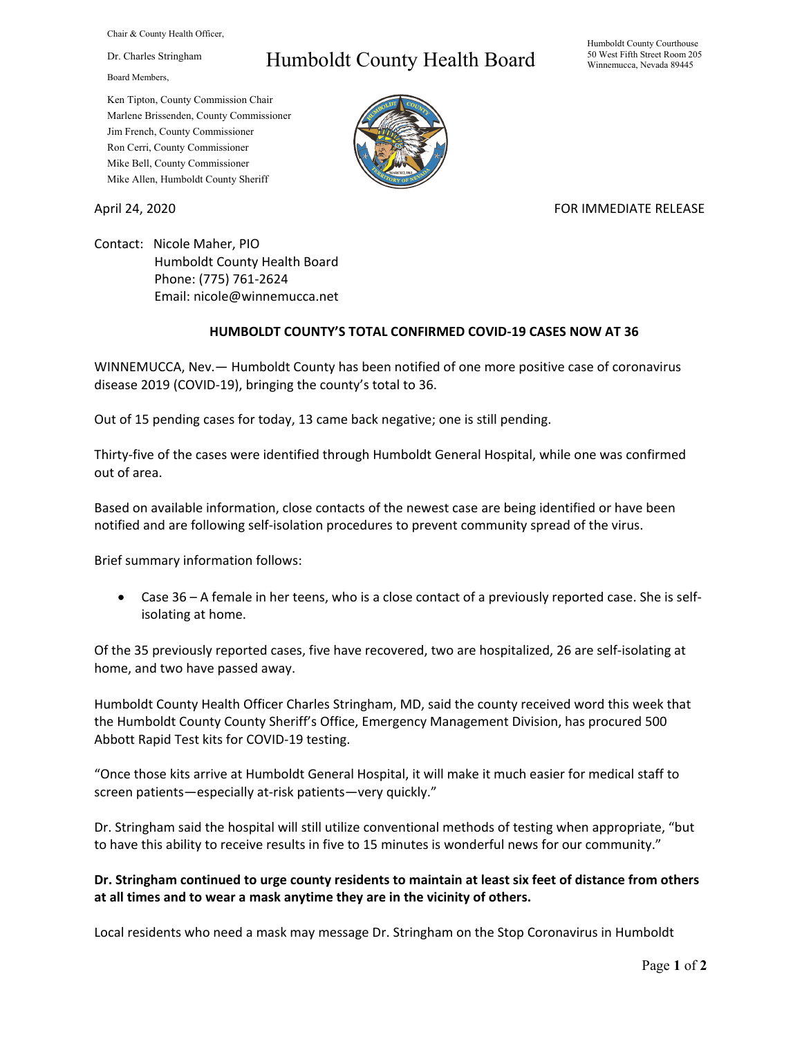Chair & County Health Officer,

Dr. Charles Stringham

Board Members,

Ken Tipton, County Commission Chair
Marlene Brissenden, County Commissioner
Jim French, County Commissioner
Ron Cerri, County Commissioner
Mike Bell, County Commissioner
Mike Allen, Humboldt County Sheriff

# Humboldt County Health Board

Humboldt County Courthouse
50 West Fifth Street Room 205
Winnemucca, Nevada 89445

April 24, 2020

FOR IMMEDIATE RELEASE

Contact: Nicole Maher, PIO
Humboldt County Health Board
Phone: (775) 761-2624
Email: nicole@winnemucca.net

## HUMBOLDT COUNTY'S TOTAL CONFIRMED COVID-19 CASES NOW AT 36

WINNEMUCCA, Nev.— Humboldt County has been notified of one more positive case of coronavirus disease 2019 (COVID-19), bringing the county's total to 36.

Out of 15 pending cases for today, 13 came back negative; one is still pending.

Thirty-five of the cases were identified through Humboldt General Hospital, while one was confirmed out of area.

Based on available information, close contacts of the newest case are being identified or have been notified and are following self-isolation procedures to prevent community spread of the virus.

Brief summary information follows:

- Case 36 – A female in her teens, who is a close contact of a previously reported case. She is self-isolating at home.

Of the 35 previously reported cases, five have recovered, two are hospitalized, 26 are self-isolating at home, and two have passed away.

Humboldt County Health Officer Charles Stringham, MD, said the county received word this week that the Humboldt County County Sheriff's Office, Emergency Management Division, has procured 500 Abbott Rapid Test kits for COVID-19 testing.

"Once those kits arrive at Humboldt General Hospital, it will make it much easier for medical staff to screen patients—especially at-risk patients—very quickly."

Dr. Stringham said the hospital will still utilize conventional methods of testing when appropriate, "but to have this ability to receive results in five to 15 minutes is wonderful news for our community."

**Dr. Stringham continued to urge county residents to maintain at least six feet of distance from others at all times and to wear a mask anytime they are in the vicinity of others.**

Local residents who need a mask may message Dr. Stringham on the Stop Coronavirus in Humboldt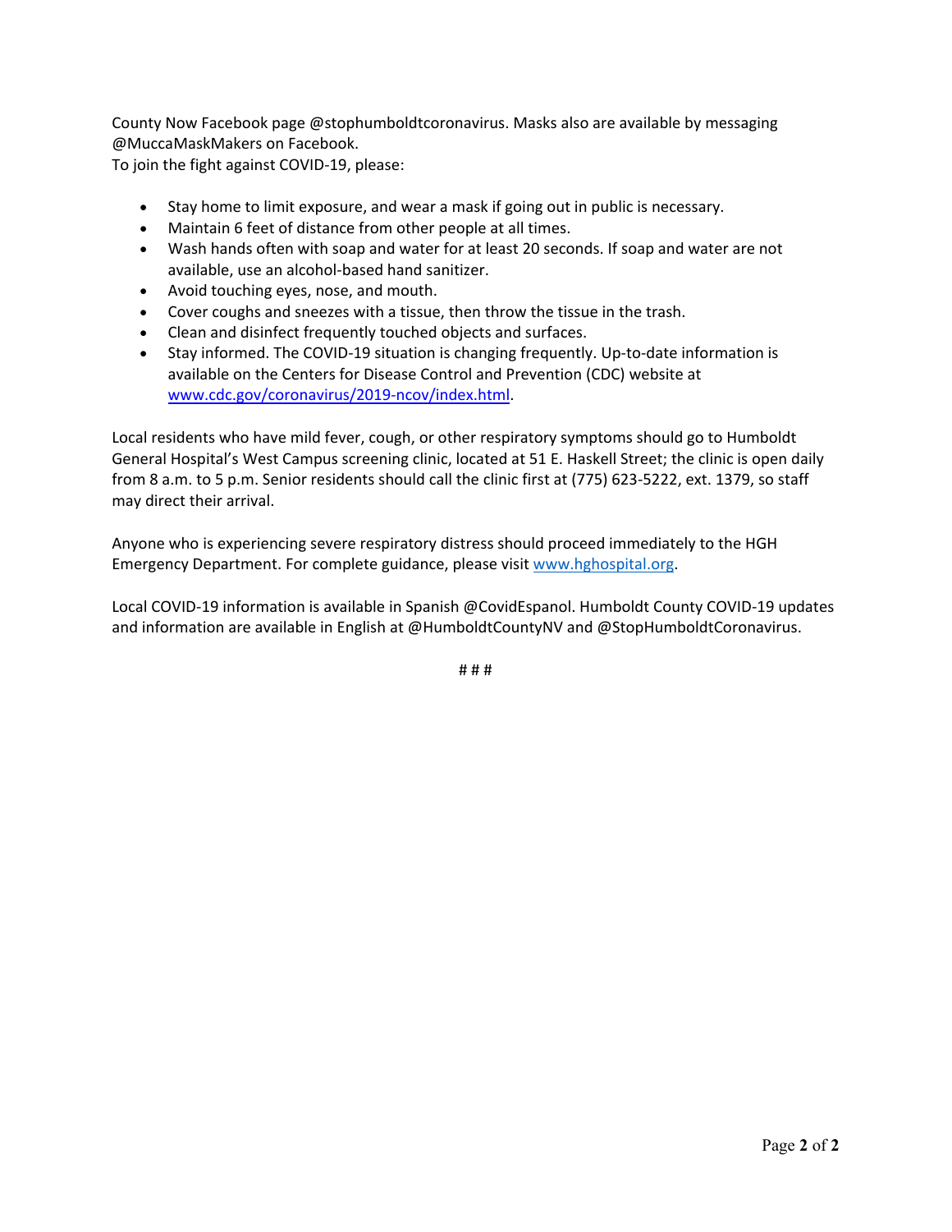County Now Facebook page @stophumboldtcoronavirus. Masks also are available by messaging @MuccaMaskMakers on Facebook.
To join the fight against COVID-19, please:

- Stay home to limit exposure, and wear a mask if going out in public is necessary.
- Maintain 6 feet of distance from other people at all times.
- Wash hands often with soap and water for at least 20 seconds. If soap and water are not available, use an alcohol-based hand sanitizer.
- Avoid touching eyes, nose, and mouth.
- Cover coughs and sneezes with a tissue, then throw the tissue in the trash.
- Clean and disinfect frequently touched objects and surfaces.
- Stay informed. The COVID-19 situation is changing frequently. Up-to-date information is available on the Centers for Disease Control and Prevention (CDC) website at www.cdc.gov/coronavirus/2019-ncov/index.html.

Local residents who have mild fever, cough, or other respiratory symptoms should go to Humboldt General Hospital's West Campus screening clinic, located at 51 E. Haskell Street; the clinic is open daily from 8 a.m. to 5 p.m. Senior residents should call the clinic first at (775) 623-5222, ext. 1379, so staff may direct their arrival.

Anyone who is experiencing severe respiratory distress should proceed immediately to the HGH Emergency Department. For complete guidance, please visit www.hghospital.org.

Local COVID-19 information is available in Spanish @CovidEspanol. Humboldt County COVID-19 updates and information are available in English at @HumboldtCountyNV and @StopHumboldtCoronavirus.

# # #